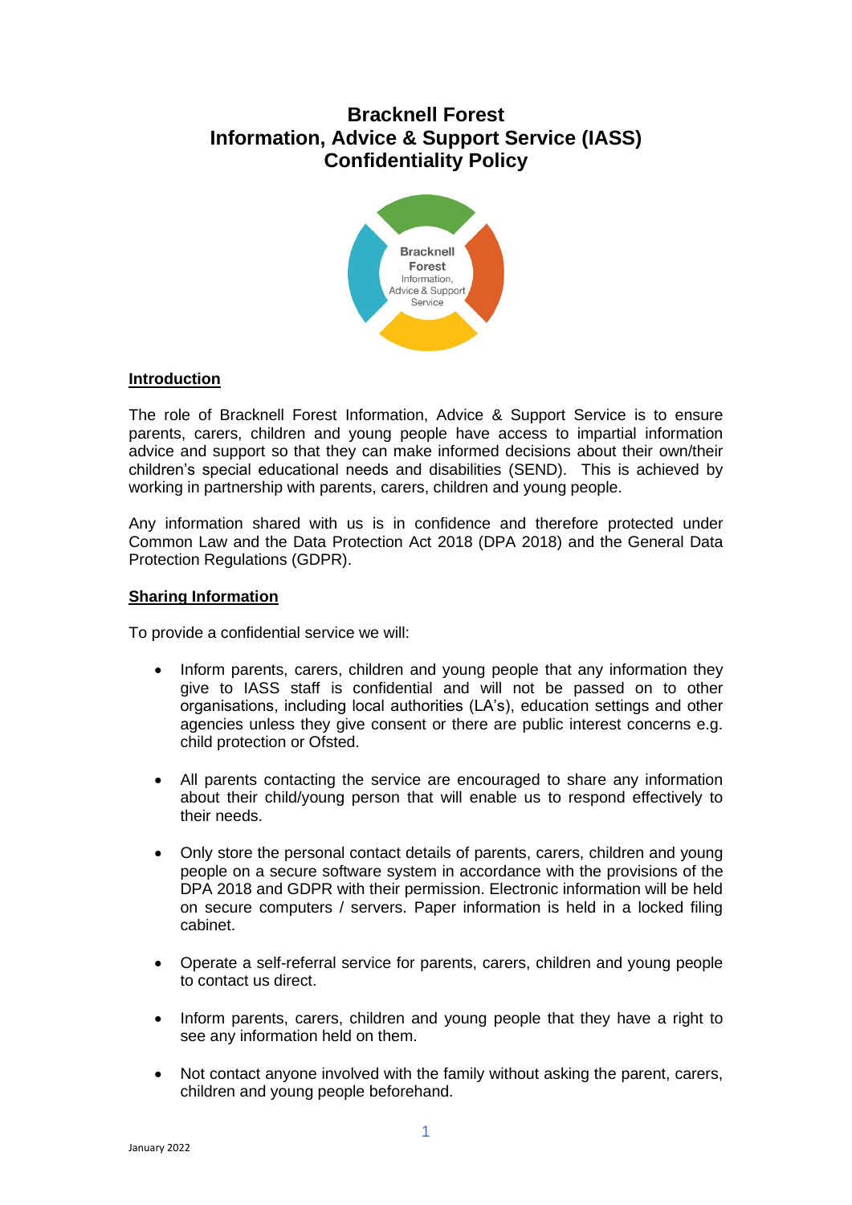# Bracknell Forest
# Information, Advice & Support Service (IASS)
# Confidentiality Policy

## Introduction

The role of Bracknell Forest Information, Advice & Support Service is to ensure parents, carers, children and young people have access to impartial information advice and support so that they can make informed decisions about their own/their children's special educational needs and disabilities (SEND). This is achieved by working in partnership with parents, carers, children and young people.

Any information shared with us is in confidence and therefore protected under Common Law and the Data Protection Act 2018 (DPA 2018) and the General Data Protection Regulations (GDPR).

## Sharing Information

To provide a confidential service we will:

- Inform parents, carers, children and young people that any information they give to IASS staff is confidential and will not be passed on to other organisations, including local authorities (LA's), education settings and other agencies unless they give consent or there are public interest concerns e.g. child protection or Ofsted.

- All parents contacting the service are encouraged to share any information about their child/young person that will enable us to respond effectively to their needs.

- Only store the personal contact details of parents, carers, children and young people on a secure software system in accordance with the provisions of the DPA 2018 and GDPR with their permission. Electronic information will be held on secure computers / servers. Paper information is held in a locked filing cabinet.

- Operate a self-referral service for parents, carers, children and young people to contact us direct.

- Inform parents, carers, children and young people that they have a right to see any information held on them.

- Not contact anyone involved with the family without asking the parent, carers, children and young people beforehand.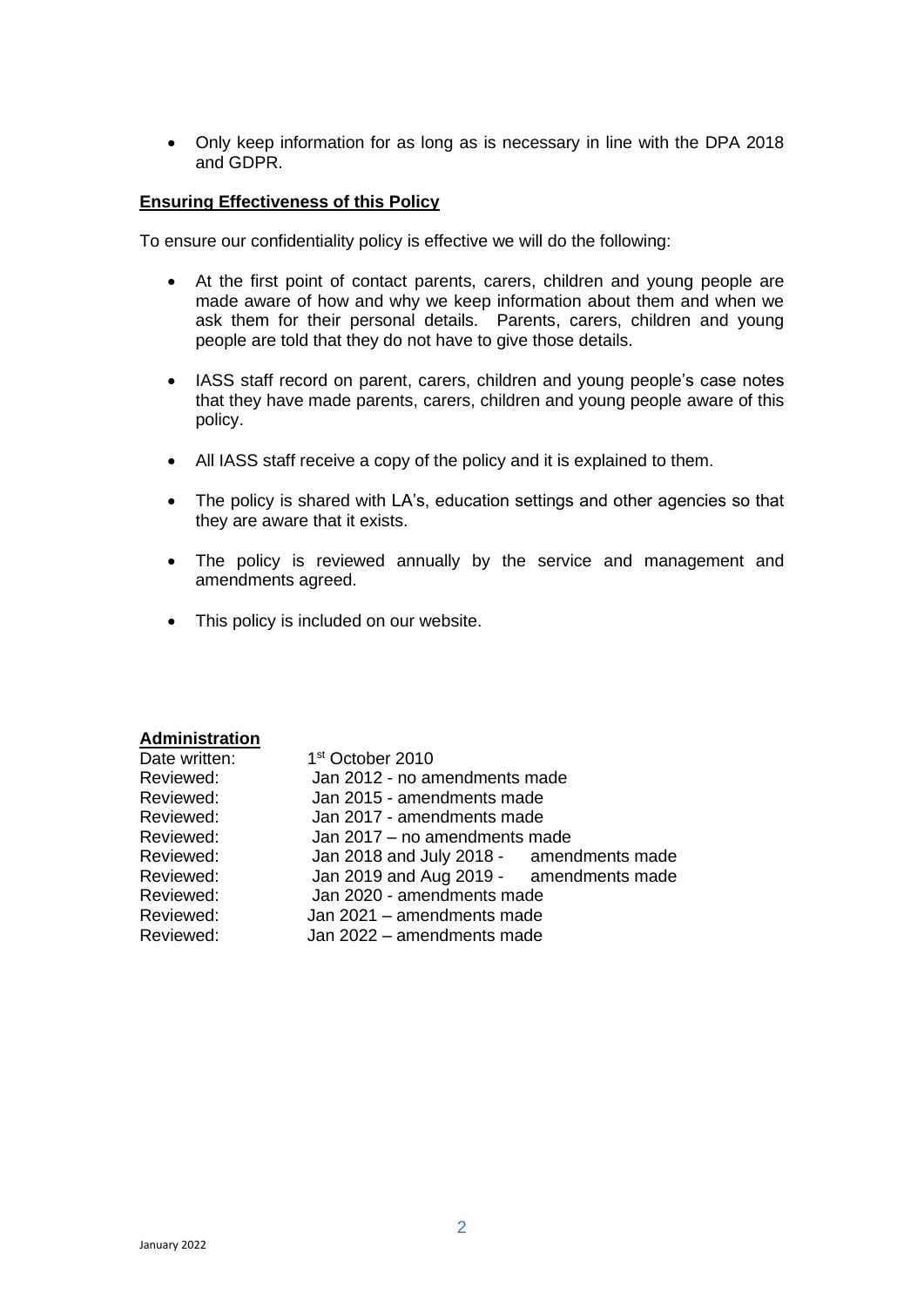- Only keep information for as long as is necessary in line with the DPA 2018 and GDPR.

## Ensuring Effectiveness of this Policy

To ensure our confidentiality policy is effective we will do the following:

- At the first point of contact parents, carers, children and young people are made aware of how and why we keep information about them and when we ask them for their personal details. Parents, carers, children and young people are told that they do not have to give those details.

- IASS staff record on parent, carers, children and young people's case notes that they have made parents, carers, children and young people aware of this policy.

- All IASS staff receive a copy of the policy and it is explained to them.

- The policy is shared with LA's, education settings and other agencies so that they are aware that it exists.

- The policy is reviewed annually by the service and management and amendments agreed.

- This policy is included on our website.

## Administration

| | |
|---|---|
| Date written: | 1st October 2010 |
| Reviewed: | Jan 2012 - no amendments made |
| Reviewed: | Jan 2015 - amendments made |
| Reviewed: | Jan 2017 - amendments made |
| Reviewed: | Jan 2017 – no amendments made |
| Reviewed: | Jan 2018 and July 2018 - amendments made |
| Reviewed: | Jan 2019 and Aug 2019 - amendments made |
| Reviewed: | Jan 2020 - amendments made |
| Reviewed: | Jan 2021 – amendments made |
| Reviewed: | Jan 2022 – amendments made |